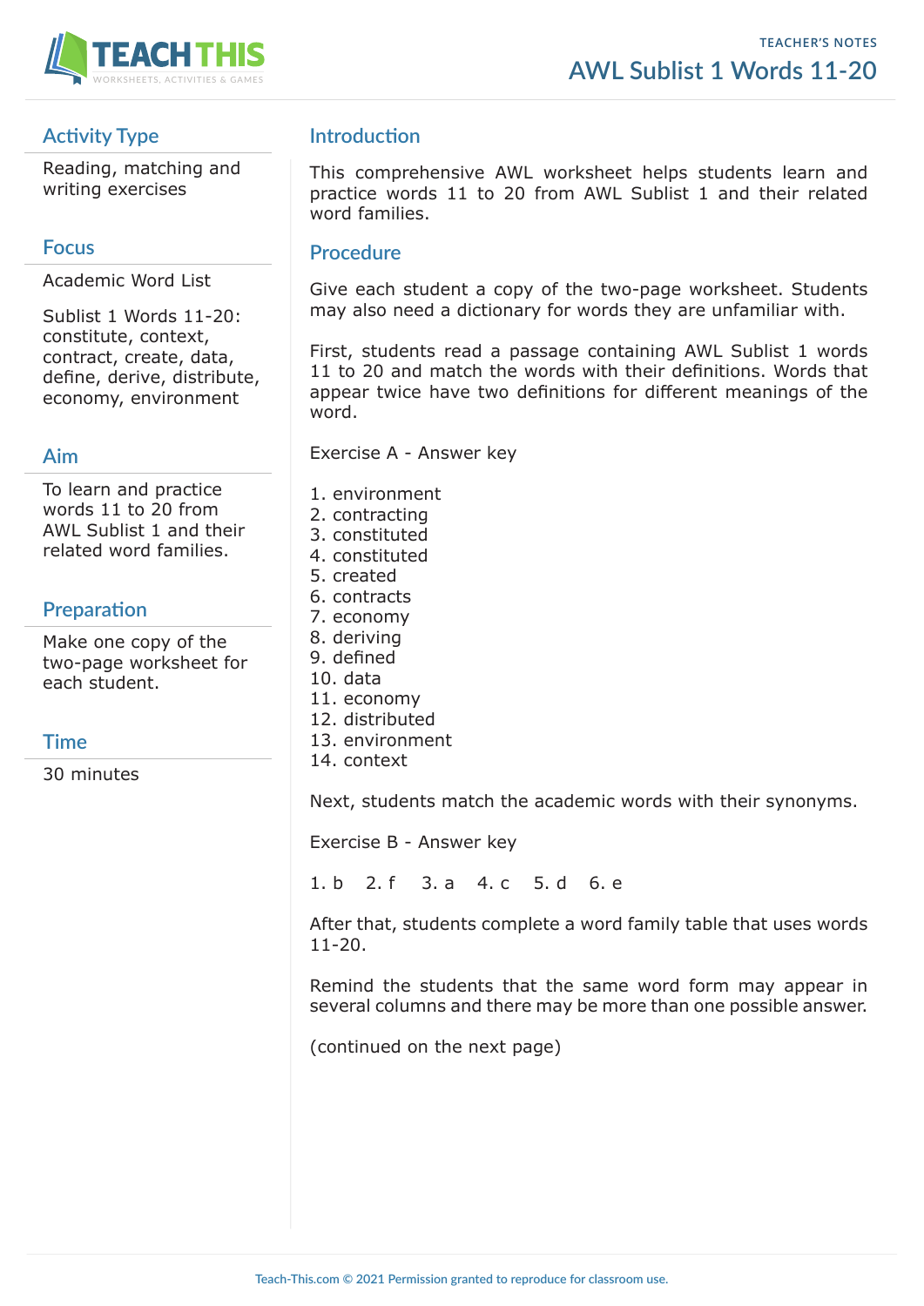TEACHER'S NOTES

# AWL Sublist 1 Words 11-20

## Activity Type

Reading, matching and writing exercises

## Focus

Academic Word List

Sublist 1 Words 11-20: constitute, context, contract, create, data, define, derive, distribute, economy, environment

## Aim

To learn and practice words 11 to 20 from AWL Sublist 1 and their related word families.

## Preparation

Make one copy of the two-page worksheet for each student.

## Time

30 minutes

## Introduction

This comprehensive AWL worksheet helps students learn and practice words 11 to 20 from AWL Sublist 1 and their related word families.

## Procedure

Give each student a copy of the two-page worksheet. Students may also need a dictionary for words they are unfamiliar with.

First, students read a passage containing AWL Sublist 1 words 11 to 20 and match the words with their definitions. Words that appear twice have two definitions for different meanings of the word.

Exercise A - Answer key

1. environment
2. contracting
3. constituted
4. constituted
5. created
6. contracts
7. economy
8. deriving
9. defined
10. data
11. economy
12. distributed
13. environment
14. context

Next, students match the academic words with their synonyms.

Exercise B - Answer key

1. b 2. f 3. a 4. c 5. d 6. e

After that, students complete a word family table that uses words 11-20.

Remind the students that the same word form may appear in several columns and there may be more than one possible answer.

(continued on the next page)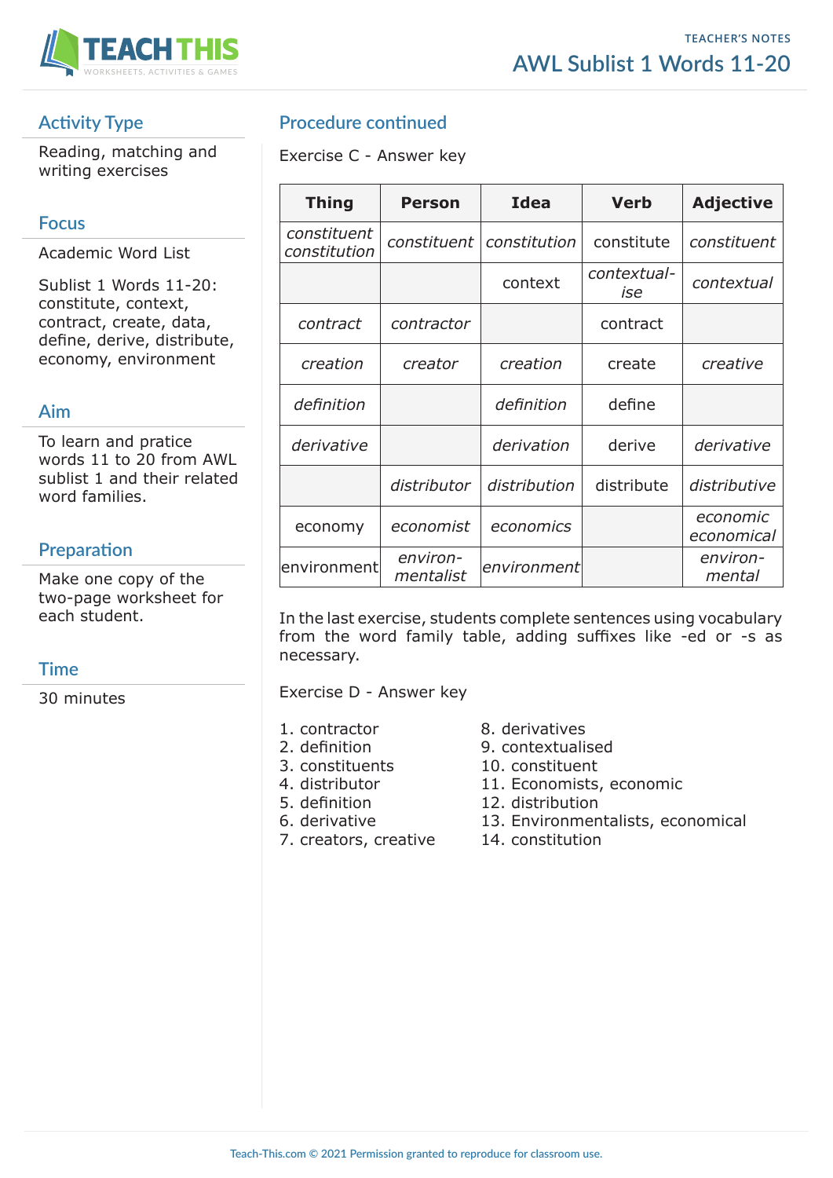## Activity Type

Reading, matching and writing exercises

## Focus

Academic Word List

Sublist 1 Words 11-20: constitute, context, contract, create, data, define, derive, distribute, economy, environment

## Aim

To learn and pratice words 11 to 20 from AWL sublist 1 and their related word families.

## Preparation

Make one copy of the two-page worksheet for each student.

## Time

30 minutes

## Procedure continued

Exercise C - Answer key

| Thing | Person | Idea | Verb | Adjective |
|---|---|---|---|---|
| *constituent* *constitution* | *constituent* | *constitution* | constitute | *constituent* |
| | | context | *contextual-ise* | *contextual* |
| *contract* | *contractor* | | contract | |
| *creation* | *creator* | *creation* | create | *creative* |
| *definition* | | *definition* | define | |
| *derivative* | | *derivation* | derive | *derivative* |
| | *distributor* | *distribution* | distribute | *distributive* |
| economy | *economist* | *economics* | | *economic* *economical* |
| environment | *environ-mentalist* | *environment* | | *environ-mental* |

In the last exercise, students complete sentences using vocabulary from the word family table, adding suffixes like -ed or -s as necessary.

Exercise D - Answer key

1. contractor
2. definition
3. constituents
4. distributor
5. definition
6. derivative
7. creators, creative
8. derivatives
9. contextualised
10. constituent
11. Economists, economic
12. distribution
13. Environmentalists, economical
14. constitution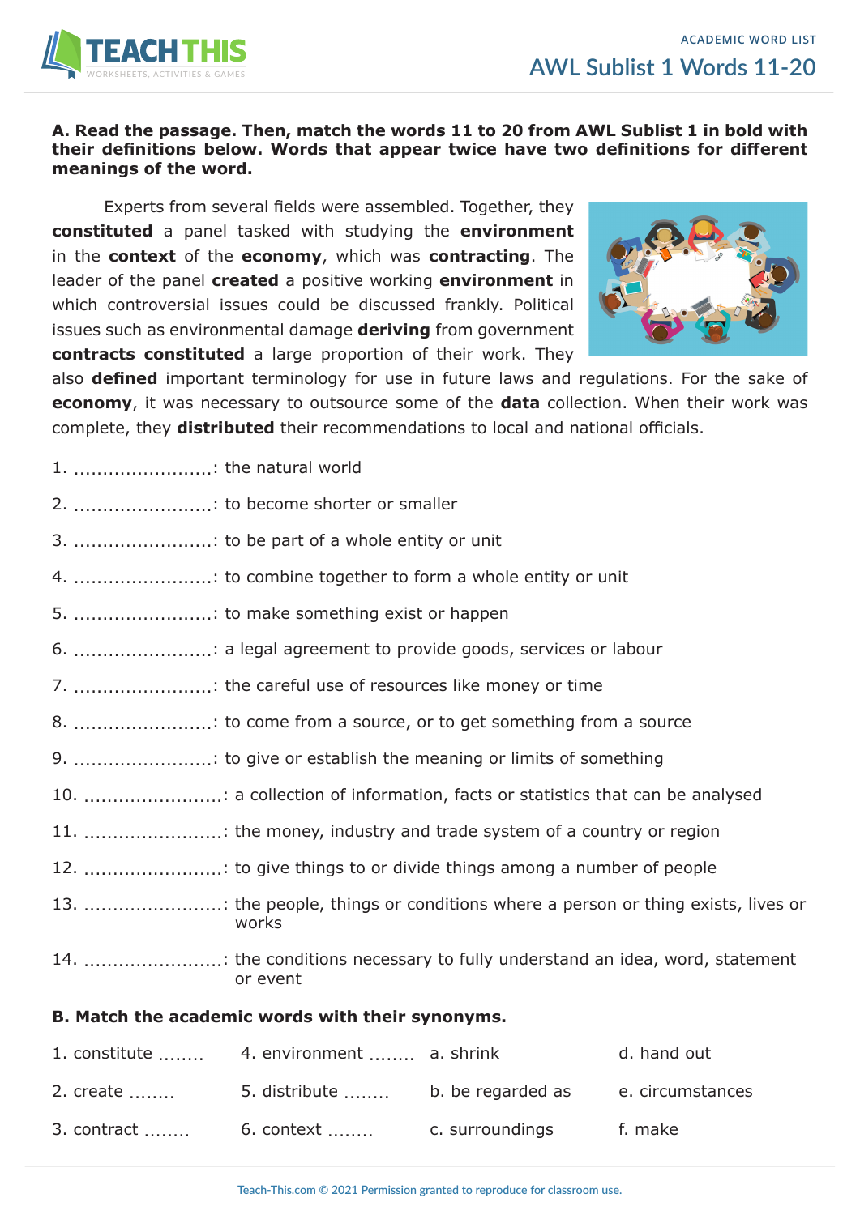# AWL Sublist 1 Words 11-20

ACADEMIC WORD LIST

**A. Read the passage. Then, match the words 11 to 20 from AWL Sublist 1 in bold with their definitions below. Words that appear twice have two definitions for different meanings of the word.**

Experts from several fields were assembled. Together, they **constituted** a panel tasked with studying the **environment** in the **context** of the **economy**, which was **contracting**. The leader of the panel **created** a positive working **environment** in which controversial issues could be discussed frankly. Political issues such as environmental damage **deriving** from government **contracts constituted** a large proportion of their work. They also **defined** important terminology for use in future laws and regulations. For the sake of **economy**, it was necessary to outsource some of the **data** collection. When their work was complete, they **distributed** their recommendations to local and national officials.

1. ........................: the natural world
2. ........................: to become shorter or smaller
3. ........................: to be part of a whole entity or unit
4. ........................: to combine together to form a whole entity or unit
5. ........................: to make something exist or happen
6. ........................: a legal agreement to provide goods, services or labour
7. ........................: the careful use of resources like money or time
8. ........................: to come from a source, or to get something from a source
9. ........................: to give or establish the meaning or limits of something
10. ........................: a collection of information, facts or statistics that can be analysed
11. ........................: the money, industry and trade system of a country or region
12. ........................: to give things to or divide things among a number of people
13. ........................: the people, things or conditions where a person or thing exists, lives or works
14. ........................: the conditions necessary to fully understand an idea, word, statement or event

**B. Match the academic words with their synonyms.**

| | | | |
|---|---|---|---|
| 1. constitute ........ | 4. environment ........ | a. shrink | d. hand out |
| 2. create ........ | 5. distribute ........ | b. be regarded as | e. circumstances |
| 3. contract ........ | 6. context ........ | c. surroundings | f. make |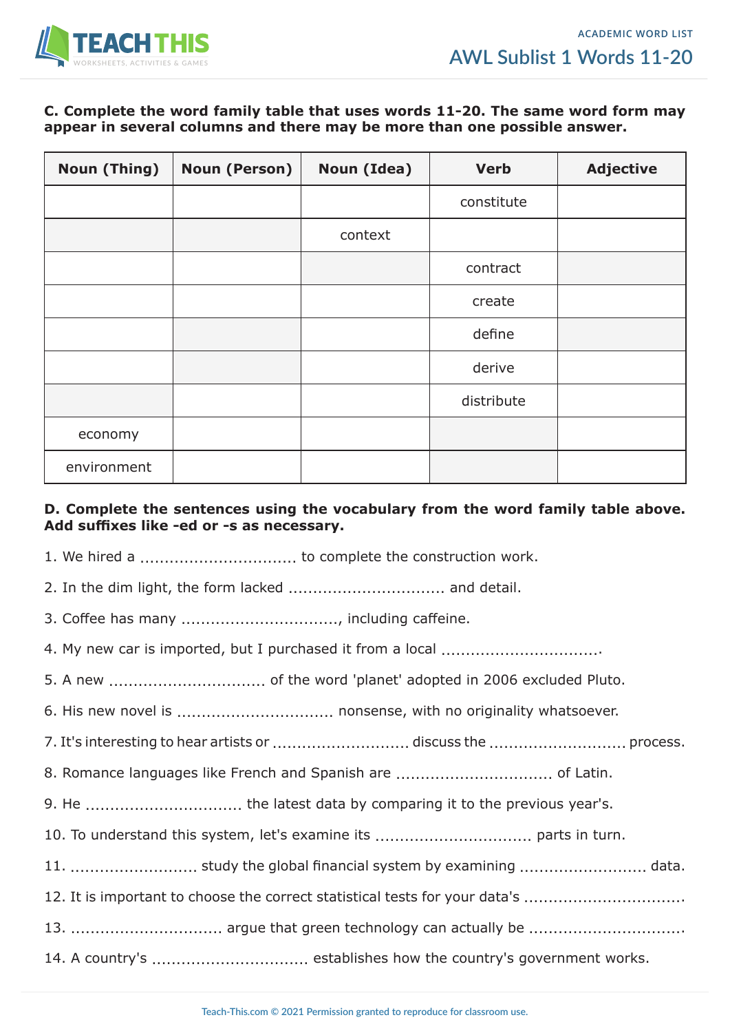## C. Complete the word family table that uses words 11-20. The same word form may appear in several columns and there may be more than one possible answer.

| Noun (Thing) | Noun (Person) | Noun (Idea) | Verb | Adjective |
|---|---|---|---|---|
| | | | constitute | |
| | | context | | |
| | | | contract | |
| | | | create | |
| | | | define | |
| | | | derive | |
| | | | distribute | |
| economy | | | | |
| environment | | | | |

## D. Complete the sentences using the vocabulary from the word family table above. Add suffixes like -ed or -s as necessary.

1. We hired a ................................ to complete the construction work.
2. In the dim light, the form lacked ................................ and detail.
3. Coffee has many ................................, including caffeine.
4. My new car is imported, but I purchased it from a local ................................
5. A new ................................ of the word 'planet' adopted in 2006 excluded Pluto.
6. His new novel is ................................ nonsense, with no originality whatsoever.
7. It's interesting to hear artists or ............................ discuss the ............................ process.
8. Romance languages like French and Spanish are ................................ of Latin.
9. He ................................ the latest data by comparing it to the previous year's.
10. To understand this system, let's examine its ................................ parts in turn.
11. .......................... study the global financial system by examining .......................... data.
12. It is important to choose the correct statistical tests for your data's ................................
13. ............................... argue that green technology can actually be ...............................
14. A country's ................................ establishes how the country's government works.